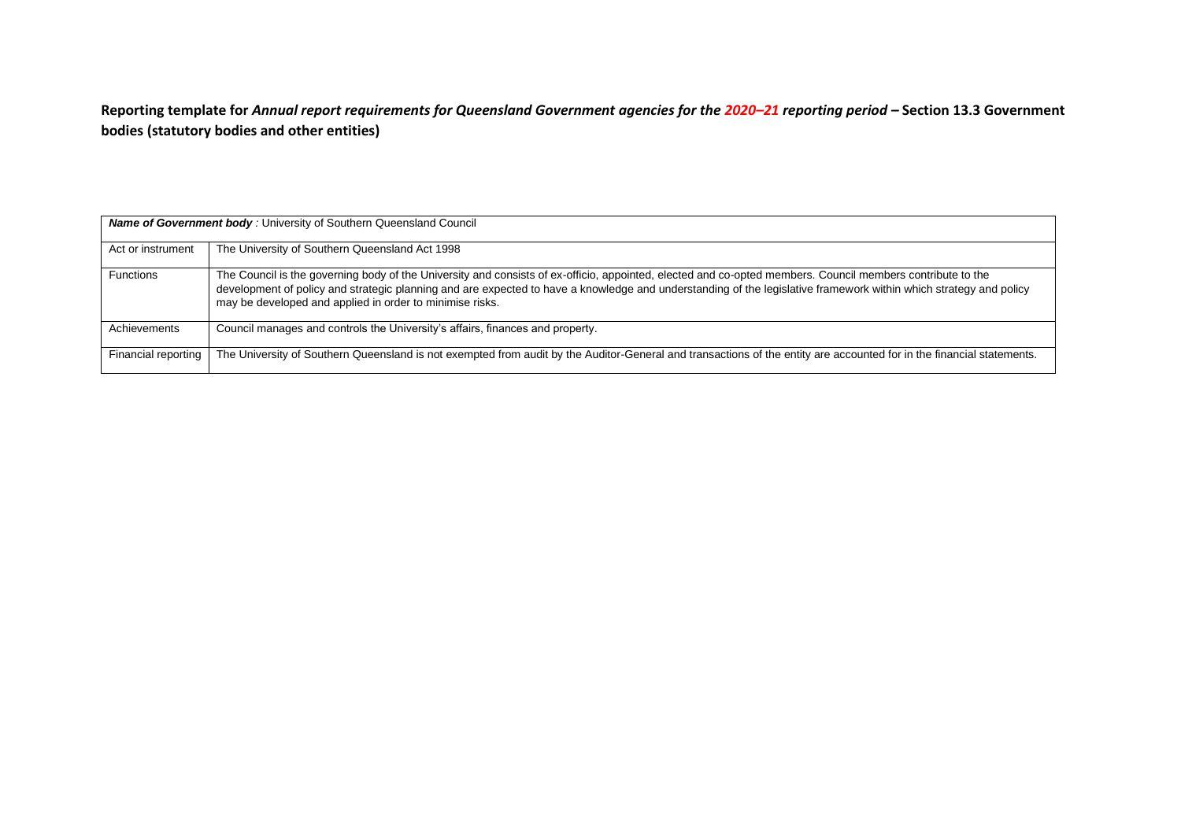**Reporting template for *Annual report requirements for Queensland Government agencies for the 2020–21 reporting period* – Section 13.3 Government bodies (statutory bodies and other entities)**

| ***Name of Government body*** *:* University of Southern Queensland Council | |
|---|---|
| Act or instrument | The University of Southern Queensland Act 1998 |
| Functions | The Council is the governing body of the University and consists of ex-officio, appointed, elected and co-opted members. Council members contribute to the development of policy and strategic planning and are expected to have a knowledge and understanding of the legislative framework within which strategy and policy may be developed and applied in order to minimise risks. |
| Achievements | Council manages and controls the University's affairs, finances and property. |
| Financial reporting | The University of Southern Queensland is not exempted from audit by the Auditor-General and transactions of the entity are accounted for in the financial statements. |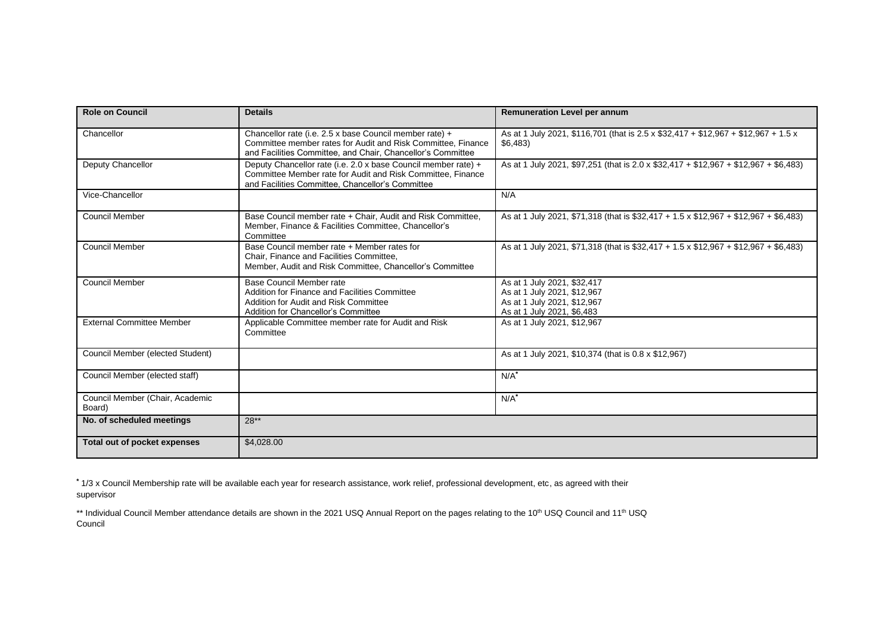| Role on Council | Details | Remuneration Level per annum |
|---|---|---|
| Chancellor | Chancellor rate (i.e. 2.5 x base Council member rate) + Committee member rates for Audit and Risk Committee, Finance and Facilities Committee, and Chair, Chancellor's Committee | As at 1 July 2021, $116,701 (that is 2.5 x $32,417 + $12,967 + $12,967 + 1.5 x $6,483) |
| Deputy Chancellor | Deputy Chancellor rate (i.e. 2.0 x base Council member rate) + Committee Member rate for Audit and Risk Committee, Finance and Facilities Committee, Chancellor's Committee | As at 1 July 2021, $97,251 (that is 2.0 x $32,417 + $12,967 + $12,967 + $6,483) |
| Vice-Chancellor | | N/A |
| Council Member | Base Council member rate + Chair, Audit and Risk Committee, Member, Finance & Facilities Committee, Chancellor's Committee | As at 1 July 2021, $71,318 (that is $32,417 + 1.5 x $12,967 + $12,967 + $6,483) |
| Council Member | Base Council member rate + Member rates for Chair, Finance and Facilities Committee, Member, Audit and Risk Committee, Chancellor's Committee | As at 1 July 2021, $71,318 (that is $32,417 + 1.5 x $12,967 + $12,967 + $6,483) |
| Council Member | Base Council Member rate<br>Addition for Finance and Facilities Committee<br>Addition for Audit and Risk Committee<br>Addition for Chancellor's Committee | As at 1 July 2021, $32,417<br>As at 1 July 2021, $12,967<br>As at 1 July 2021, $12,967<br>As at 1 July 2021, $6,483 |
| External Committee Member | Applicable Committee member rate for Audit and Risk Committee | As at 1 July 2021, $12,967 |
| Council Member (elected Student) | | As at 1 July 2021, $10,374 (that is 0.8 x $12,967) |
| Council Member (elected staff) | | N/A* |
| Council Member (Chair, Academic Board) | | N/A* |
| **No. of scheduled meetings** | 28** | |
| **Total out of pocket expenses** | $4,028.00 | |

* 1/3 x Council Membership rate will be available each year for research assistance, work relief, professional development, etc, as agreed with their supervisor

** Individual Council Member attendance details are shown in the 2021 USQ Annual Report on the pages relating to the 10th USQ Council and 11th USQ Council